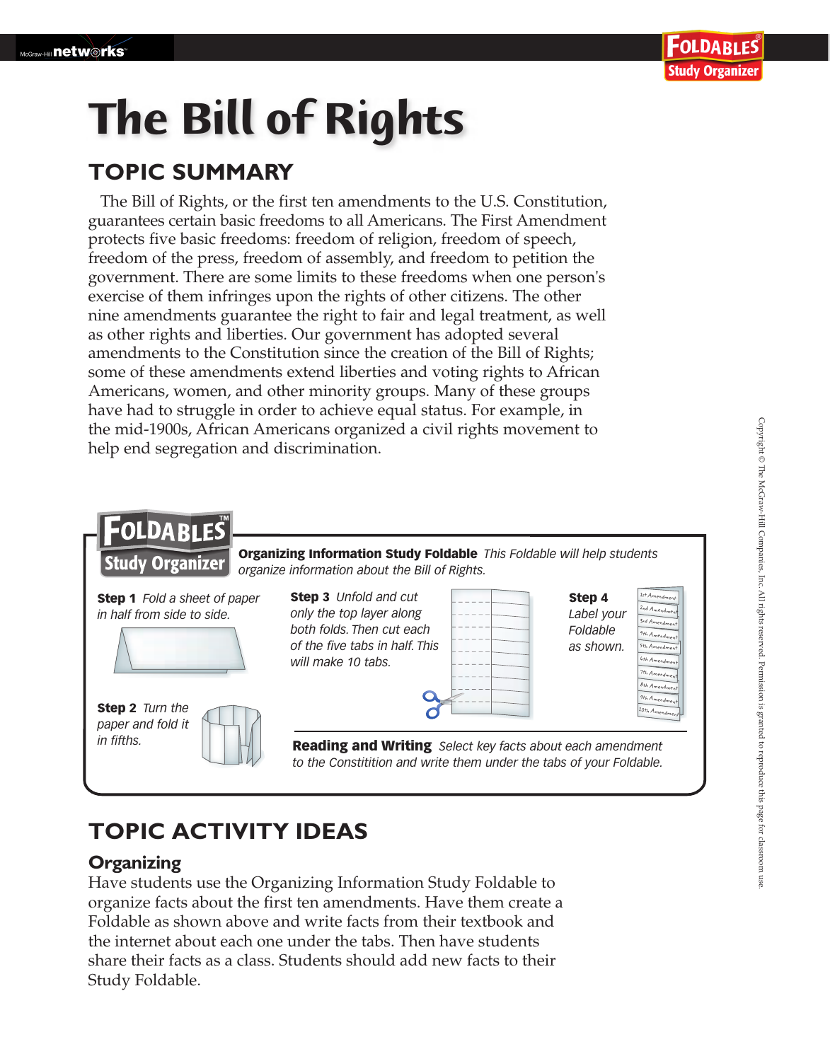# The Bill of Rights

## TOPIC SUMMARY

The Bill of Rights, or the first ten amendments to the U.S. Constitution, guarantees certain basic freedoms to all Americans. The First Amendment protects five basic freedoms: freedom of religion, freedom of speech, freedom of the press, freedom of assembly, and freedom to petition the government. There are some limits to these freedoms when one person's exercise of them infringes upon the rights of other citizens. The other nine amendments guarantee the right to fair and legal treatment, as well as other rights and liberties. Our government has adopted several amendments to the Constitution since the creation of the Bill of Rights; some of these amendments extend liberties and voting rights to African Americans, women, and other minority groups. Many of these groups have had to struggle in order to achieve equal status. For example, in the mid-1900s, African Americans organized a civil rights movement to help end segregation and discrimination.

**FOLDABLES Study Organizer**

**Organizing Information Study Foldable** *This Foldable will help students organize information about the Bill of Rights.*

**Step 1** *Fold a sheet of paper in half from side to side.*

**Step 2** *Turn the paper and fold it in fifths.*

**Step 3** *Unfold and cut only the top layer along both folds. Then cut each of the five tabs in half. This will make 10 tabs.*

**Step 4** *Label your Foldable as shown.*

1st Amendment
2nd Amendment
3rd Amendment
4th Amendment
5th Amendment
6th Amendment
7th Amendment
8th Amendment
9th Amendment
10th Amendment

**Reading and Writing** *Select key facts about each amendment to the Constitition and write them under the tabs of your Foldable.*

## TOPIC ACTIVITY IDEAS

### Organizing

Have students use the Organizing Information Study Foldable to organize facts about the first ten amendments. Have them create a Foldable as shown above and write facts from their textbook and the internet about each one under the tabs. Then have students share their facts as a class. Students should add new facts to their Study Foldable.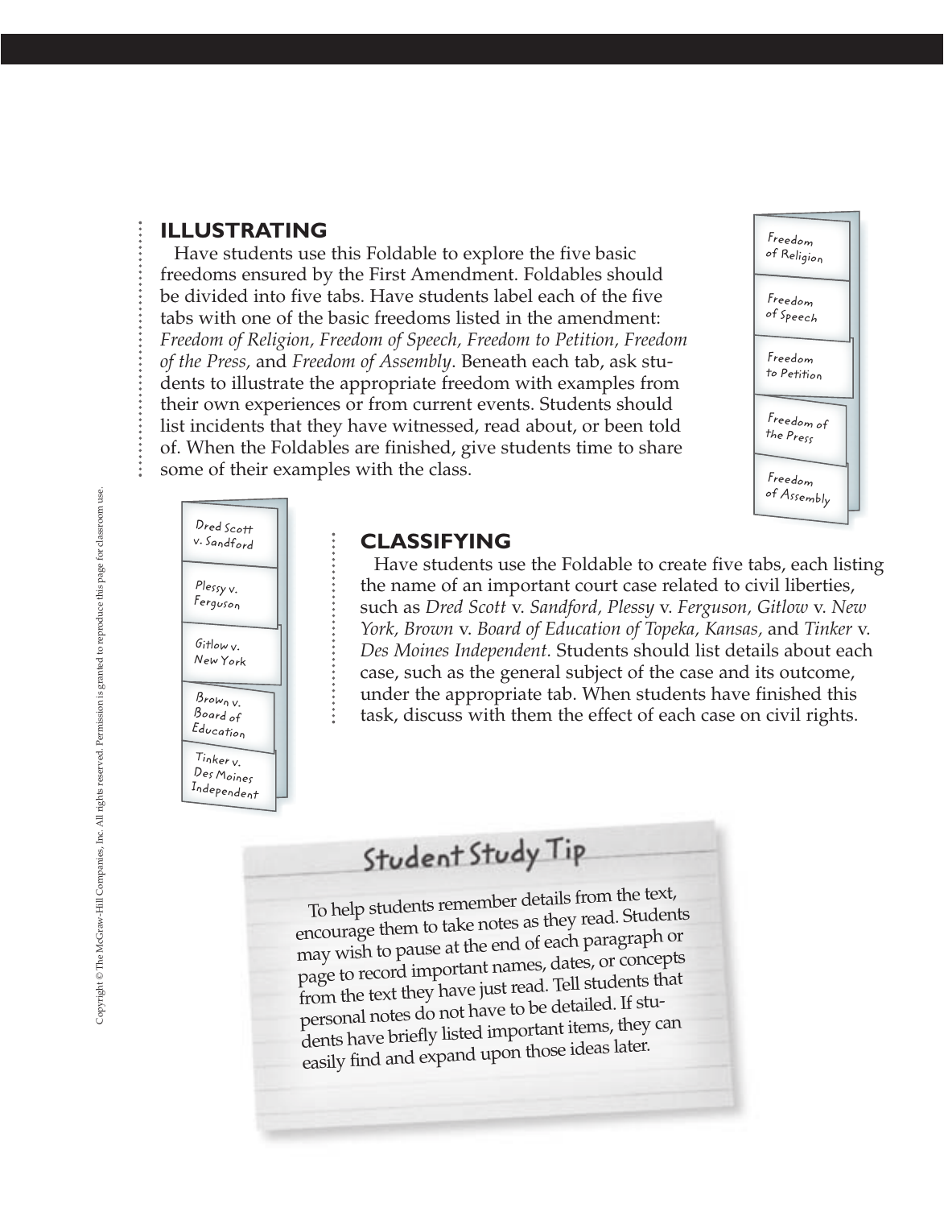## ILLUSTRATING

Have students use this Foldable to explore the five basic freedoms ensured by the First Amendment. Foldables should be divided into five tabs. Have students label each of the five tabs with one of the basic freedoms listed in the amendment: *Freedom of Religion, Freedom of Speech, Freedom to Petition, Freedom of the Press,* and *Freedom of Assembly*. Beneath each tab, ask students to illustrate the appropriate freedom with examples from their own experiences or from current events. Students should list incidents that they have witnessed, read about, or been told of. When the Foldables are finished, give students time to share some of their examples with the class.

Freedom of Religion

Freedom of Speech

Freedom to Petition

Freedom of the Press

Freedom of Assembly

## CLASSIFYING

Have students use the Foldable to create five tabs, each listing the name of an important court case related to civil liberties, such as *Dred Scott* v. *Sandford, Plessy* v. *Ferguson, Gitlow* v. *New York, Brown* v. *Board of Education of Topeka, Kansas,* and *Tinker* v. *Des Moines Independent.* Students should list details about each case, such as the general subject of the case and its outcome, under the appropriate tab. When students have finished this task, discuss with them the effect of each case on civil rights.

Dred Scott v. Sandford

Plessy v. Ferguson

Gitlow v. New York

Brown v. Board of Education

Tinker v. Des Moines Independent

### Student Study Tip

To help students remember details from the text, encourage them to take notes as they read. Students may wish to pause at the end of each paragraph or page to record important names, dates, or concepts from the text they have just read. Tell students that personal notes do not have to be detailed. If students have briefly listed important items, they can easily find and expand upon those ideas later.

Copyright © The McGraw-Hill Companies, Inc. All rights reserved. Permission is granted to reproduce this page for classroom use.